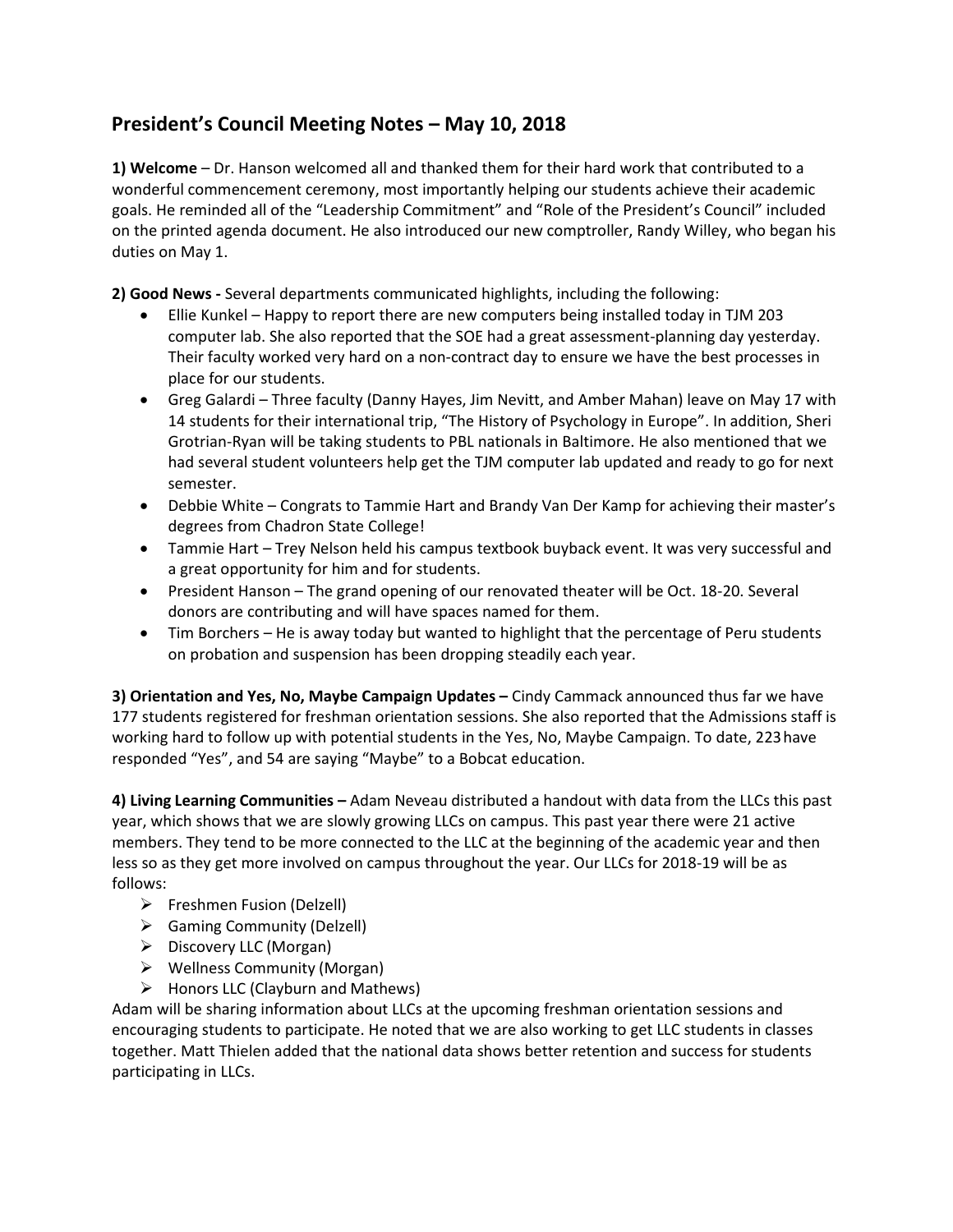# President's Council Meeting Notes – May 10, 2018

**1) Welcome** – Dr. Hanson welcomed all and thanked them for their hard work that contributed to a wonderful commencement ceremony, most importantly helping our students achieve their academic goals. He reminded all of the "Leadership Commitment" and "Role of the President's Council" included on the printed agenda document. He also introduced our new comptroller, Randy Willey, who began his duties on May 1.

**2) Good News -** Several departments communicated highlights, including the following:

- Ellie Kunkel – Happy to report there are new computers being installed today in TJM 203 computer lab. She also reported that the SOE had a great assessment-planning day yesterday. Their faculty worked very hard on a non-contract day to ensure we have the best processes in place for our students.
- Greg Galardi – Three faculty (Danny Hayes, Jim Nevitt, and Amber Mahan) leave on May 17 with 14 students for their international trip, "The History of Psychology in Europe". In addition, Sheri Grotrian-Ryan will be taking students to PBL nationals in Baltimore. He also mentioned that we had several student volunteers help get the TJM computer lab updated and ready to go for next semester.
- Debbie White – Congrats to Tammie Hart and Brandy Van Der Kamp for achieving their master's degrees from Chadron State College!
- Tammie Hart – Trey Nelson held his campus textbook buyback event. It was very successful and a great opportunity for him and for students.
- President Hanson – The grand opening of our renovated theater will be Oct. 18-20. Several donors are contributing and will have spaces named for them.
- Tim Borchers – He is away today but wanted to highlight that the percentage of Peru students on probation and suspension has been dropping steadily each year.

**3) Orientation and Yes, No, Maybe Campaign Updates –** Cindy Cammack announced thus far we have 177 students registered for freshman orientation sessions. She also reported that the Admissions staff is working hard to follow up with potential students in the Yes, No, Maybe Campaign. To date, 223 have responded "Yes", and 54 are saying "Maybe" to a Bobcat education.

**4) Living Learning Communities –** Adam Neveau distributed a handout with data from the LLCs this past year, which shows that we are slowly growing LLCs on campus. This past year there were 21 active members. They tend to be more connected to the LLC at the beginning of the academic year and then less so as they get more involved on campus throughout the year. Our LLCs for 2018-19 will be as follows:

- Freshmen Fusion (Delzell)
- Gaming Community (Delzell)
- Discovery LLC (Morgan)
- Wellness Community (Morgan)
- Honors LLC (Clayburn and Mathews)

Adam will be sharing information about LLCs at the upcoming freshman orientation sessions and encouraging students to participate. He noted that we are also working to get LLC students in classes together. Matt Thielen added that the national data shows better retention and success for students participating in LLCs.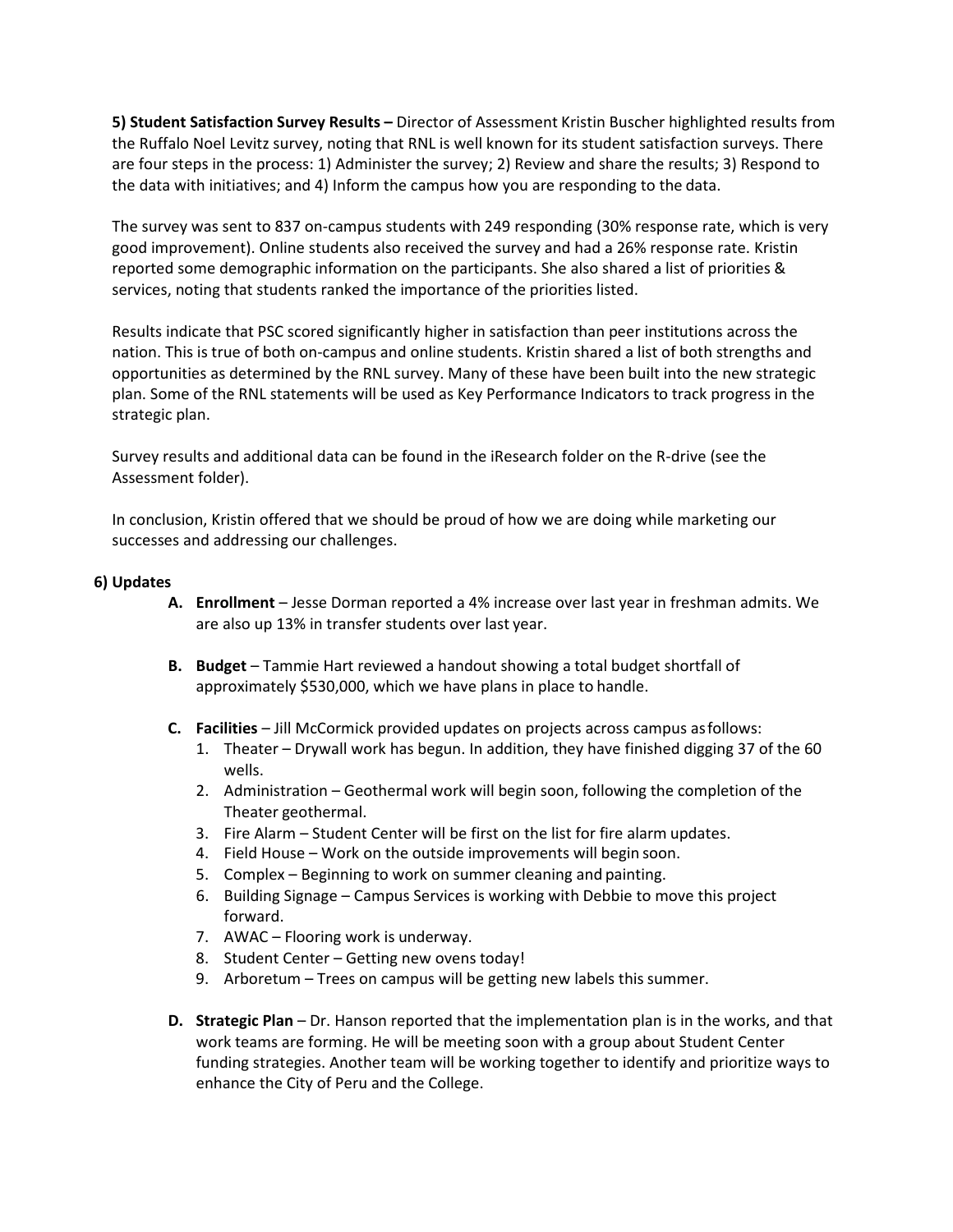**5) Student Satisfaction Survey Results –** Director of Assessment Kristin Buscher highlighted results from the Ruffalo Noel Levitz survey, noting that RNL is well known for its student satisfaction surveys. There are four steps in the process: 1) Administer the survey; 2) Review and share the results; 3) Respond to the data with initiatives; and 4) Inform the campus how you are responding to the data.

The survey was sent to 837 on-campus students with 249 responding (30% response rate, which is very good improvement). Online students also received the survey and had a 26% response rate. Kristin reported some demographic information on the participants. She also shared a list of priorities & services, noting that students ranked the importance of the priorities listed.

Results indicate that PSC scored significantly higher in satisfaction than peer institutions across the nation. This is true of both on-campus and online students. Kristin shared a list of both strengths and opportunities as determined by the RNL survey. Many of these have been built into the new strategic plan. Some of the RNL statements will be used as Key Performance Indicators to track progress in the strategic plan.

Survey results and additional data can be found in the iResearch folder on the R-drive (see the Assessment folder).

In conclusion, Kristin offered that we should be proud of how we are doing while marketing our successes and addressing our challenges.

**6) Updates**

- **A. Enrollment** – Jesse Dorman reported a 4% increase over last year in freshman admits. We are also up 13% in transfer students over last year.
- **B. Budget** – Tammie Hart reviewed a handout showing a total budget shortfall of approximately $530,000, which we have plans in place to handle.
- **C. Facilities** – Jill McCormick provided updates on projects across campus as follows:
  1. Theater – Drywall work has begun. In addition, they have finished digging 37 of the 60 wells.
  2. Administration – Geothermal work will begin soon, following the completion of the Theater geothermal.
  3. Fire Alarm – Student Center will be first on the list for fire alarm updates.
  4. Field House – Work on the outside improvements will begin soon.
  5. Complex – Beginning to work on summer cleaning and painting.
  6. Building Signage – Campus Services is working with Debbie to move this project forward.
  7. AWAC – Flooring work is underway.
  8. Student Center – Getting new ovens today!
  9. Arboretum – Trees on campus will be getting new labels this summer.
- **D. Strategic Plan** – Dr. Hanson reported that the implementation plan is in the works, and that work teams are forming. He will be meeting soon with a group about Student Center funding strategies. Another team will be working together to identify and prioritize ways to enhance the City of Peru and the College.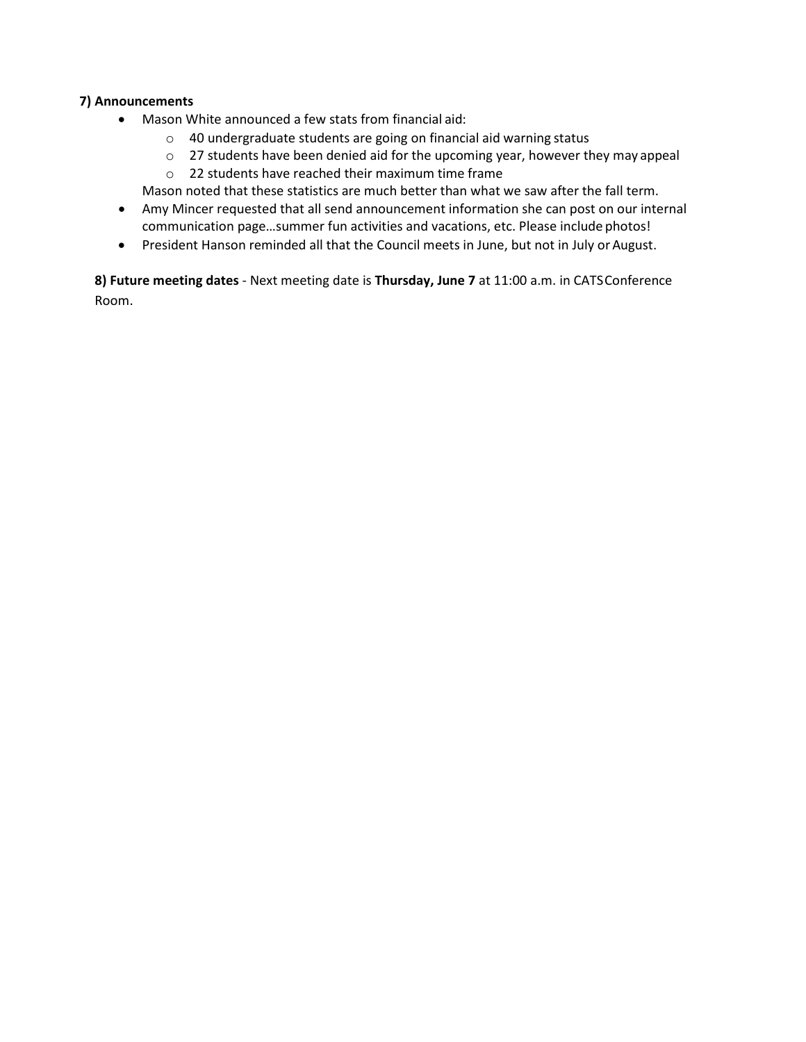**7) Announcements**

- Mason White announced a few stats from financial aid:
    - 40 undergraduate students are going on financial aid warning status
    - 27 students have been denied aid for the upcoming year, however they may appeal
    - 22 students have reached their maximum time frame

  Mason noted that these statistics are much better than what we saw after the fall term.
- Amy Mincer requested that all send announcement information she can post on our internal communication page…summer fun activities and vacations, etc. Please include photos!
- President Hanson reminded all that the Council meets in June, but not in July or August.

**8) Future meeting dates** - Next meeting date is **Thursday, June 7** at 11:00 a.m. in CATS Conference Room.